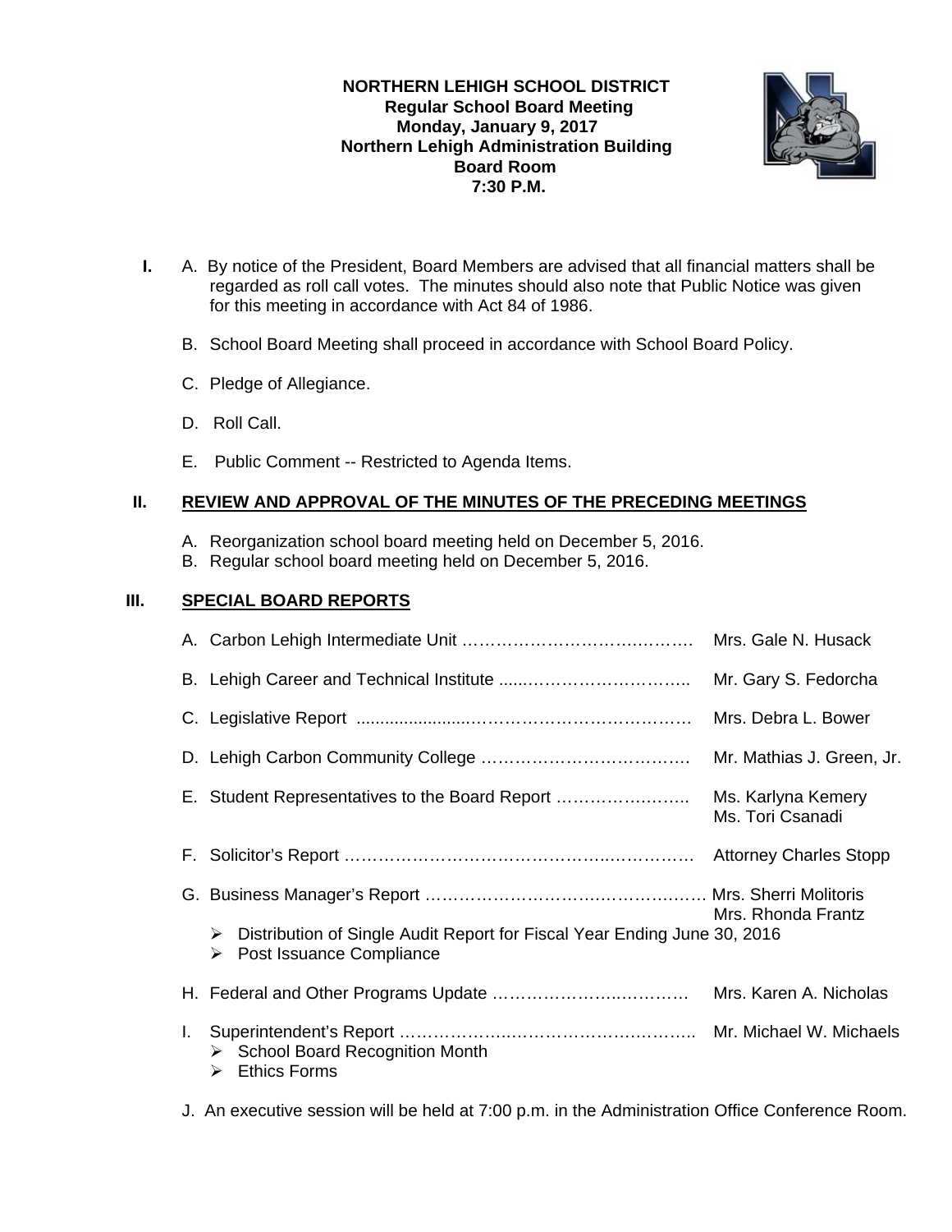**NORTHERN LEHIGH SCHOOL DISTRICT**
**Regular School Board Meeting**
**Monday, January 9, 2017**
**Northern Lehigh Administration Building**
**Board Room**
**7:30 P.M.**

**I.** A. By notice of the President, Board Members are advised that all financial matters shall be regarded as roll call votes. The minutes should also note that Public Notice was given for this meeting in accordance with Act 84 of 1986.

B. School Board Meeting shall proceed in accordance with School Board Policy.

C. Pledge of Allegiance.

D. Roll Call.

E. Public Comment -- Restricted to Agenda Items.

## II. REVIEW AND APPROVAL OF THE MINUTES OF THE PRECEDING MEETINGS

A. Reorganization school board meeting held on December 5, 2016.
B. Regular school board meeting held on December 5, 2016.

## III. SPECIAL BOARD REPORTS

A. Carbon Lehigh Intermediate Unit …………………………………… Mrs. Gale N. Husack

B. Lehigh Career and Technical Institute ………………………………. Mr. Gary S. Fedorcha

C. Legislative Report ……………………………………………………… Mrs. Debra L. Bower

D. Lehigh Carbon Community College ……………………………… Mr. Mathias J. Green, Jr.

E. Student Representatives to the Board Report ……………………. Ms. Karlyna Kemery, Ms. Tori Csanadi

F. Solicitor's Report ……………………………………………………… Attorney Charles Stopp

G. Business Manager's Report ………………………………………… Mrs. Sherri Molitoris, Mrs. Rhonda Frantz
- Distribution of Single Audit Report for Fiscal Year Ending June 30, 2016
- Post Issuance Compliance

H. Federal and Other Programs Update ……………………………… Mrs. Karen A. Nicholas

I. Superintendent's Report ……………………………………………… Mr. Michael W. Michaels
- School Board Recognition Month
- Ethics Forms

J. An executive session will be held at 7:00 p.m. in the Administration Office Conference Room.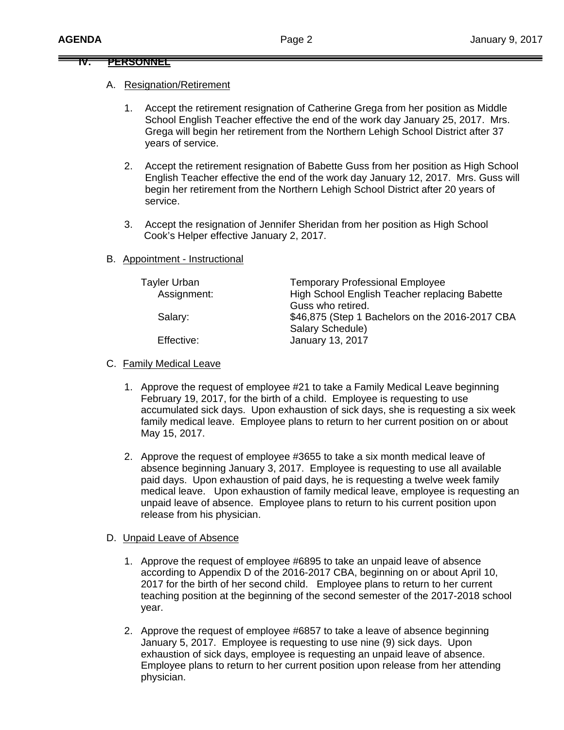## IV. PERSONNEL

A. Resignation/Retirement

1. Accept the retirement resignation of Catherine Grega from her position as Middle School English Teacher effective the end of the work day January 25, 2017. Mrs. Grega will begin her retirement from the Northern Lehigh School District after 37 years of service.

2. Accept the retirement resignation of Babette Guss from her position as High School English Teacher effective the end of the work day January 12, 2017. Mrs. Guss will begin her retirement from the Northern Lehigh School District after 20 years of service.

3. Accept the resignation of Jennifer Sheridan from her position as High School Cook's Helper effective January 2, 2017.

B. Appointment - Instructional

| | |
|---|---|
| Tayler Urban | Temporary Professional Employee |
| Assignment: | High School English Teacher replacing Babette Guss who retired. |
| Salary: | $46,875 (Step 1 Bachelors on the 2016-2017 CBA Salary Schedule) |
| Effective: | January 13, 2017 |

C. Family Medical Leave

1. Approve the request of employee #21 to take a Family Medical Leave beginning February 19, 2017, for the birth of a child. Employee is requesting to use accumulated sick days. Upon exhaustion of sick days, she is requesting a six week family medical leave. Employee plans to return to her current position on or about May 15, 2017.

2. Approve the request of employee #3655 to take a six month medical leave of absence beginning January 3, 2017. Employee is requesting to use all available paid days. Upon exhaustion of paid days, he is requesting a twelve week family medical leave. Upon exhaustion of family medical leave, employee is requesting an unpaid leave of absence. Employee plans to return to his current position upon release from his physician.

D. Unpaid Leave of Absence

1. Approve the request of employee #6895 to take an unpaid leave of absence according to Appendix D of the 2016-2017 CBA, beginning on or about April 10, 2017 for the birth of her second child. Employee plans to return to her current teaching position at the beginning of the second semester of the 2017-2018 school year.

2. Approve the request of employee #6857 to take a leave of absence beginning January 5, 2017. Employee is requesting to use nine (9) sick days. Upon exhaustion of sick days, employee is requesting an unpaid leave of absence. Employee plans to return to her current position upon release from her attending physician.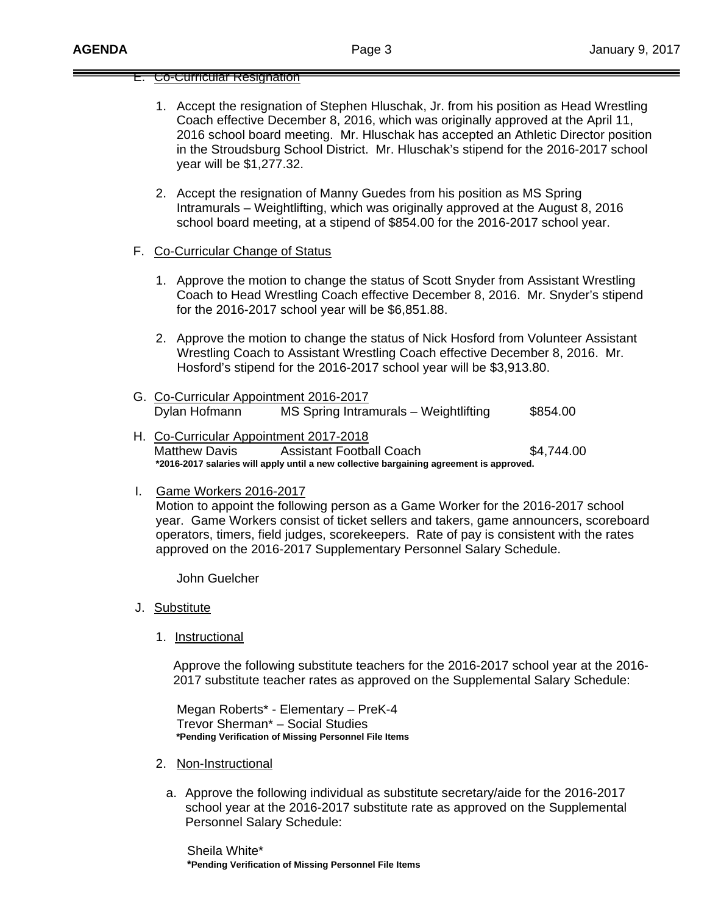E. Co-Curricular Resignation

1. Accept the resignation of Stephen Hluschak, Jr. from his position as Head Wrestling Coach effective December 8, 2016, which was originally approved at the April 11, 2016 school board meeting. Mr. Hluschak has accepted an Athletic Director position in the Stroudsburg School District. Mr. Hluschak's stipend for the 2016-2017 school year will be $1,277.32.

2. Accept the resignation of Manny Guedes from his position as MS Spring Intramurals – Weightlifting, which was originally approved at the August 8, 2016 school board meeting, at a stipend of $854.00 for the 2016-2017 school year.

F. Co-Curricular Change of Status

1. Approve the motion to change the status of Scott Snyder from Assistant Wrestling Coach to Head Wrestling Coach effective December 8, 2016. Mr. Snyder's stipend for the 2016-2017 school year will be $6,851.88.

2. Approve the motion to change the status of Nick Hosford from Volunteer Assistant Wrestling Coach to Assistant Wrestling Coach effective December 8, 2016. Mr. Hosford's stipend for the 2016-2017 school year will be $3,913.80.

G. Co-Curricular Appointment 2016-2017

| Dylan Hofmann | MS Spring Intramurals – Weightlifting | $854.00 |
|---|---|---|

H. Co-Curricular Appointment 2017-2018

| Matthew Davis | Assistant Football Coach | $4,744.00 |
|---|---|---|

**\*2016-2017 salaries will apply until a new collective bargaining agreement is approved.**

I. Game Workers 2016-2017

Motion to appoint the following person as a Game Worker for the 2016-2017 school year. Game Workers consist of ticket sellers and takers, game announcers, scoreboard operators, timers, field judges, scorekeepers. Rate of pay is consistent with the rates approved on the 2016-2017 Supplementary Personnel Salary Schedule.

John Guelcher

J. Substitute

1. Instructional

Approve the following substitute teachers for the 2016-2017 school year at the 2016-2017 substitute teacher rates as approved on the Supplemental Salary Schedule:

Megan Roberts* - Elementary – PreK-4
Trevor Sherman* – Social Studies
**\*Pending Verification of Missing Personnel File Items**

2. Non-Instructional

a. Approve the following individual as substitute secretary/aide for the 2016-2017 school year at the 2016-2017 substitute rate as approved on the Supplemental Personnel Salary Schedule:

Sheila White*
**\*Pending Verification of Missing Personnel File Items**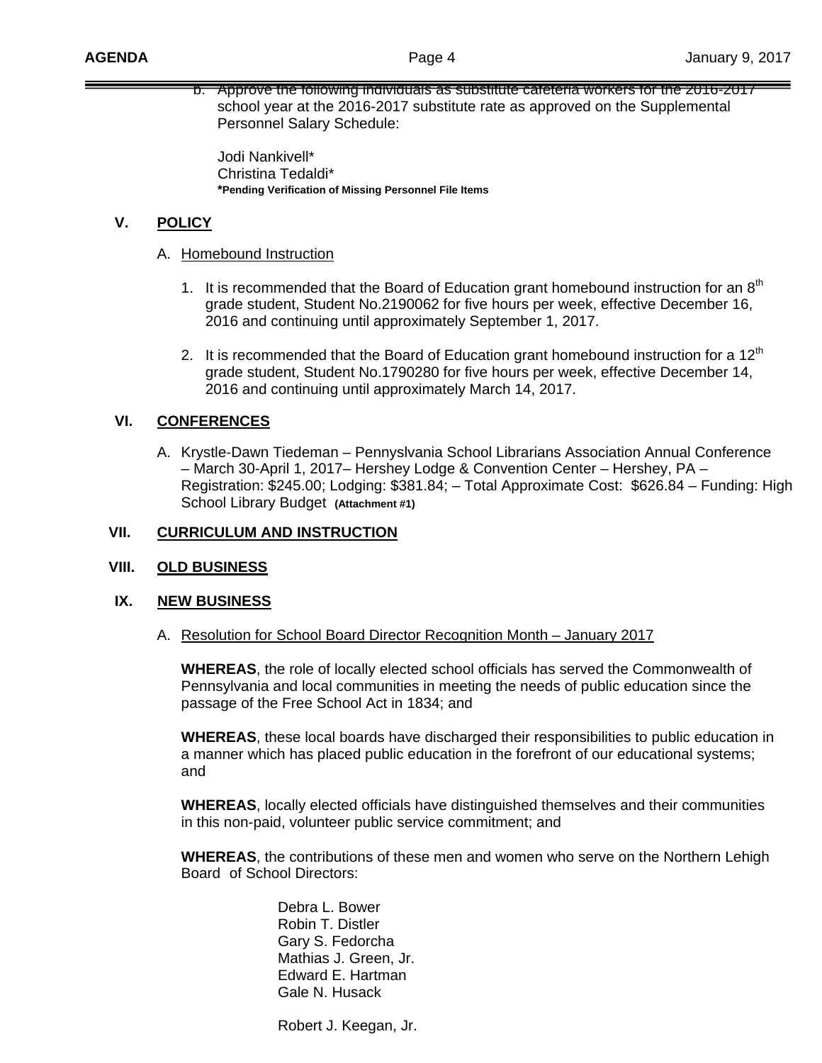b. Approve the following individuals as substitute cafeteria workers for the 2016-2017 school year at the 2016-2017 substitute rate as approved on the Supplemental Personnel Salary Schedule:

Jodi Nankivell*
Christina Tedaldi*
***Pending Verification of Missing Personnel File Items**

## V. POLICY

A. Homebound Instruction

1. It is recommended that the Board of Education grant homebound instruction for an 8th grade student, Student No.2190062 for five hours per week, effective December 16, 2016 and continuing until approximately September 1, 2017.

2. It is recommended that the Board of Education grant homebound instruction for a 12th grade student, Student No.1790280 for five hours per week, effective December 14, 2016 and continuing until approximately March 14, 2017.

## VI. CONFERENCES

A. Krystle-Dawn Tiedeman – Pennyslvania School Librarians Association Annual Conference – March 30-April 1, 2017– Hershey Lodge & Convention Center – Hershey, PA – Registration: $245.00; Lodging: $381.84; – Total Approximate Cost: $626.84 – Funding: High School Library Budget **(Attachment #1)**

## VII. CURRICULUM AND INSTRUCTION

## VIII. OLD BUSINESS

## IX. NEW BUSINESS

A. Resolution for School Board Director Recognition Month – January 2017

**WHEREAS**, the role of locally elected school officials has served the Commonwealth of Pennsylvania and local communities in meeting the needs of public education since the passage of the Free School Act in 1834; and

**WHEREAS**, these local boards have discharged their responsibilities to public education in a manner which has placed public education in the forefront of our educational systems; and

**WHEREAS**, locally elected officials have distinguished themselves and their communities in this non-paid, volunteer public service commitment; and

**WHEREAS**, the contributions of these men and women who serve on the Northern Lehigh Board of School Directors:

Debra L. Bower
Robin T. Distler
Gary S. Fedorcha
Mathias J. Green, Jr.
Edward E. Hartman
Gale N. Husack

Robert J. Keegan, Jr.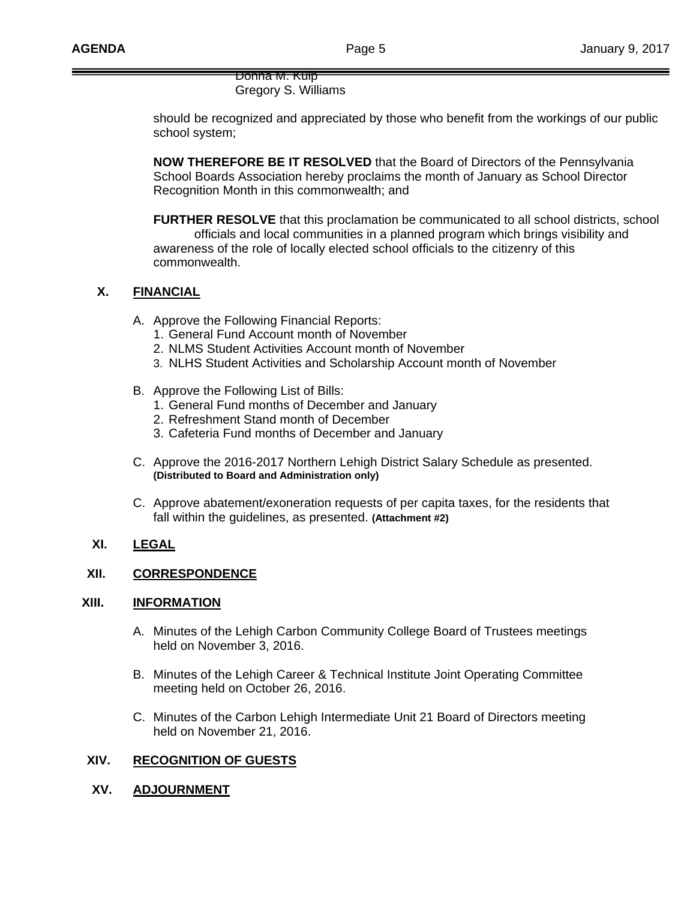Donna M. Kulp
Gregory S. Williams

should be recognized and appreciated by those who benefit from the workings of our public school system;

**NOW THEREFORE BE IT RESOLVED** that the Board of Directors of the Pennsylvania School Boards Association hereby proclaims the month of January as School Director Recognition Month in this commonwealth; and

**FURTHER RESOLVE** that this proclamation be communicated to all school districts, school officials and local communities in a planned program which brings visibility and awareness of the role of locally elected school officials to the citizenry of this commonwealth.

## X. FINANCIAL

A. Approve the Following Financial Reports:
   1. General Fund Account month of November
   2. NLMS Student Activities Account month of November
   3. NLHS Student Activities and Scholarship Account month of November

B. Approve the Following List of Bills:
   1. General Fund months of December and January
   2. Refreshment Stand month of December
   3. Cafeteria Fund months of December and January

C. Approve the 2016-2017 Northern Lehigh District Salary Schedule as presented. **(Distributed to Board and Administration only)**

C. Approve abatement/exoneration requests of per capita taxes, for the residents that fall within the guidelines, as presented. **(Attachment #2)**

## XI. LEGAL

## XII. CORRESPONDENCE

## XIII. INFORMATION

A. Minutes of the Lehigh Carbon Community College Board of Trustees meetings held on November 3, 2016.

B. Minutes of the Lehigh Career & Technical Institute Joint Operating Committee meeting held on October 26, 2016.

C. Minutes of the Carbon Lehigh Intermediate Unit 21 Board of Directors meeting held on November 21, 2016.

## XIV. RECOGNITION OF GUESTS

## XV. ADJOURNMENT